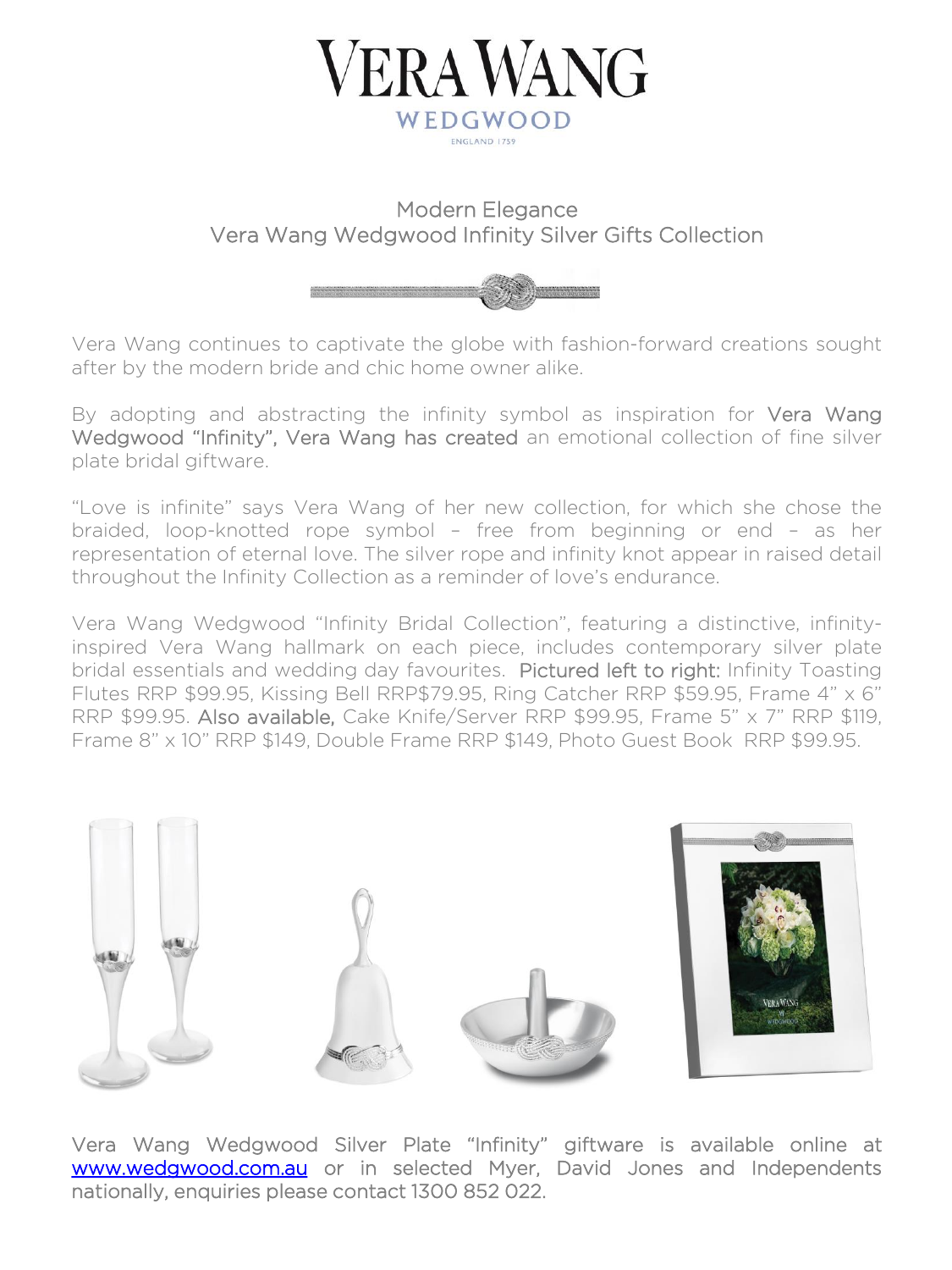# VERA WANG

WEDGWOOD

ENGLAND 1759

## Modern Elegance
## Vera Wang Wedgwood Infinity Silver Gifts Collection

Vera Wang continues to captivate the globe with fashion-forward creations sought after by the modern bride and chic home owner alike.

By adopting and abstracting the infinity symbol as inspiration for Vera Wang Wedgwood "Infinity", Vera Wang has created an emotional collection of fine silver plate bridal giftware.

"Love is infinite" says Vera Wang of her new collection, for which she chose the braided, loop-knotted rope symbol – free from beginning or end – as her representation of eternal love. The silver rope and infinity knot appear in raised detail throughout the Infinity Collection as a reminder of love's endurance.

Vera Wang Wedgwood "Infinity Bridal Collection", featuring a distinctive, infinity-inspired Vera Wang hallmark on each piece, includes contemporary silver plate bridal essentials and wedding day favourites. **Pictured left to right:** Infinity Toasting Flutes RRP $99.95, Kissing Bell RRP$79.95, Ring Catcher RRP $59.95, Frame 4" x 6" RRP $99.95. **Also available,** Cake Knife/Server RRP $99.95, Frame 5" x 7" RRP $119, Frame 8" x 10" RRP $149, Double Frame RRP $149, Photo Guest Book RRP $99.95.

Vera Wang Wedgwood Silver Plate "Infinity" giftware is available online at [www.wedgwood.com.au](http://www.wedgwood.com.au) or in selected Myer, David Jones and Independents nationally, enquiries please contact 1300 852 022.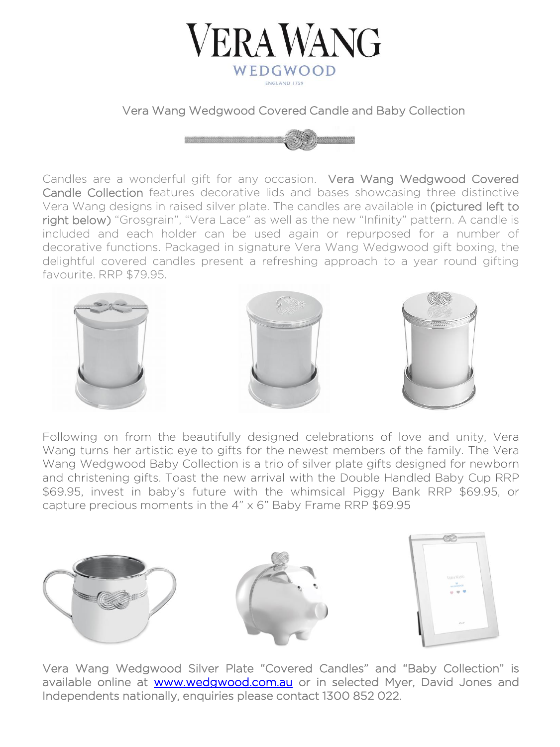# Vera Wang Wedgwood Covered Candle and Baby Collection

Candles are a wonderful gift for any occasion. **Vera Wang Wedgwood Covered Candle Collection** features decorative lids and bases showcasing three distinctive Vera Wang designs in raised silver plate. The candles are available in **(pictured left to right below)** "Grosgrain", "Vera Lace" as well as the new "Infinity" pattern. A candle is included and each holder can be used again or repurposed for a number of decorative functions. Packaged in signature Vera Wang Wedgwood gift boxing, the delightful covered candles present a refreshing approach to a year round gifting favourite. RRP $79.95.

Following on from the beautifully designed celebrations of love and unity, Vera Wang turns her artistic eye to gifts for the newest members of the family. The Vera Wang Wedgwood Baby Collection is a trio of silver plate gifts designed for newborn and christening gifts. Toast the new arrival with the Double Handled Baby Cup RRP $69.95, invest in baby's future with the whimsical Piggy Bank RRP $69.95, or capture precious moments in the 4" x 6" Baby Frame RRP $69.95

Vera Wang Wedgwood Silver Plate "Covered Candles" and "Baby Collection" is available online at [www.wedgwood.com.au](http://www.wedgwood.com.au) or in selected Myer, David Jones and Independents nationally, enquiries please contact 1300 852 022.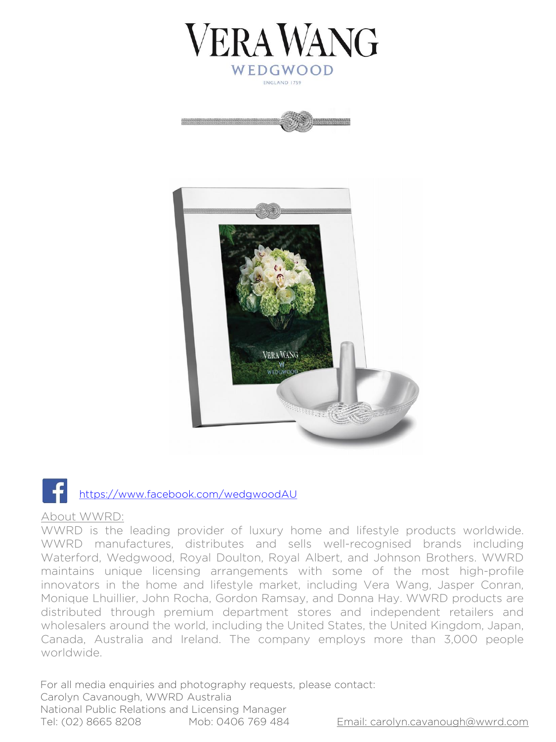VERA WANG

WEDGWOOD

ENGLAND 1759

https://www.facebook.com/wedgwoodAU

About WWRD:

WWRD is the leading provider of luxury home and lifestyle products worldwide. WWRD manufactures, distributes and sells well-recognised brands including Waterford, Wedgwood, Royal Doulton, Royal Albert, and Johnson Brothers. WWRD maintains unique licensing arrangements with some of the most high-profile innovators in the home and lifestyle market, including Vera Wang, Jasper Conran, Monique Lhuillier, John Rocha, Gordon Ramsay, and Donna Hay. WWRD products are distributed through premium department stores and independent retailers and wholesalers around the world, including the United States, the United Kingdom, Japan, Canada, Australia and Ireland. The company employs more than 3,000 people worldwide.

For all media enquiries and photography requests, please contact:
Carolyn Cavanough, WWRD Australia
National Public Relations and Licensing Manager
Tel: (02) 8665 8208 Mob: 0406 769 484 Email: carolyn.cavanough@wwrd.com